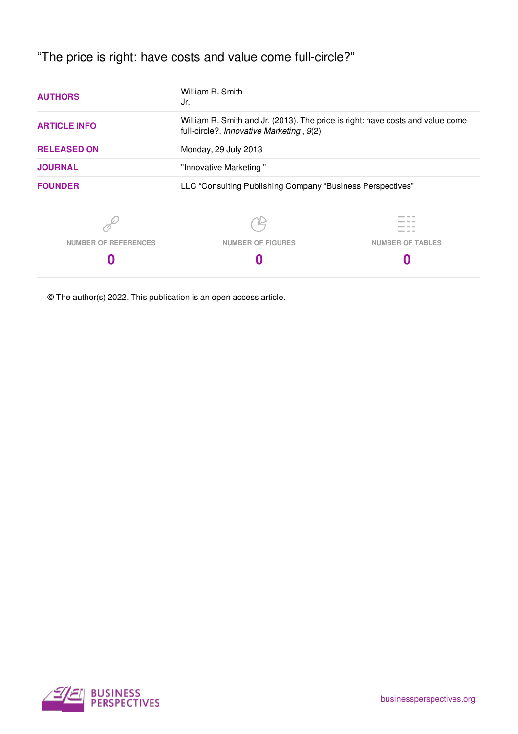# "The price is right: have costs and value come full-circle?"

| | |
|---|---|
| **AUTHORS** | William R. Smith<br>Jr. |
| **ARTICLE INFO** | William R. Smith and Jr. (2013). The price is right: have costs and value come full-circle?. *Innovative Marketing* , *9*(2) |
| **RELEASED ON** | Monday, 29 July 2013 |
| **JOURNAL** | "Innovative Marketing " |
| **FOUNDER** | LLC "Consulting Publishing Company "Business Perspectives" |

| NUMBER OF REFERENCES | NUMBER OF FIGURES | NUMBER OF TABLES |
|---|---|---|
| 0 | 0 | 0 |

© The author(s) 2022. This publication is an open access article.

BUSINESS PERSPECTIVES

businessperspectives.org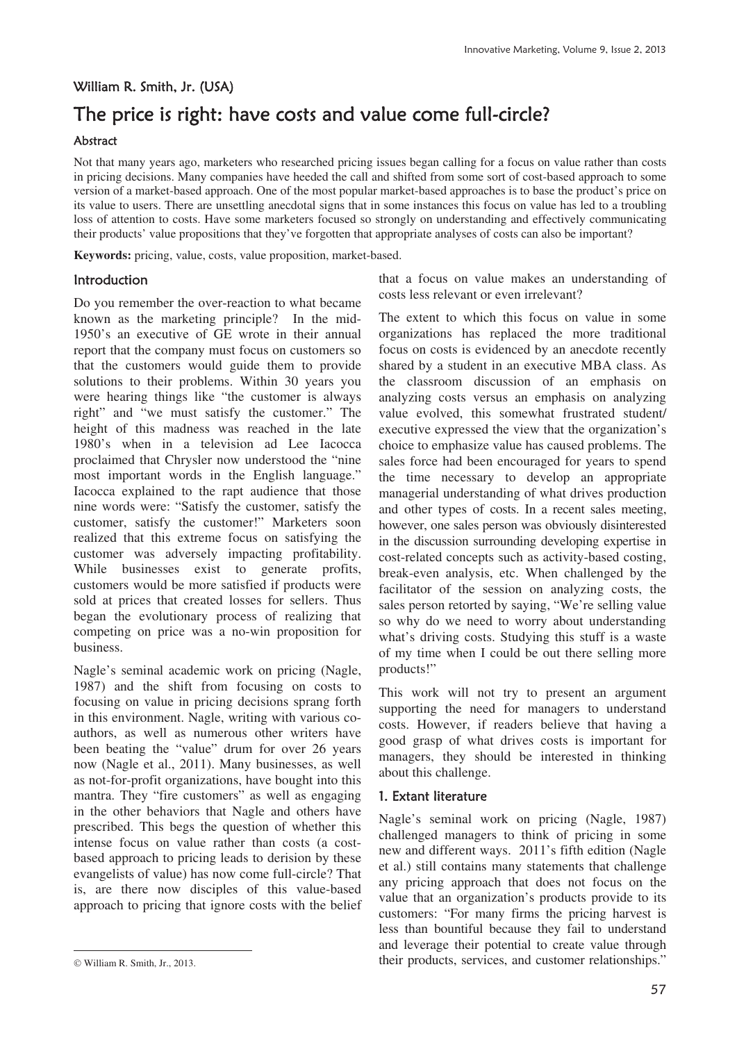William R. Smith, Jr. (USA)

# The price is right: have costs and value come full-circle?

### Abstract

Not that many years ago, marketers who researched pricing issues began calling for a focus on value rather than costs in pricing decisions. Many companies have heeded the call and shifted from some sort of cost-based approach to some version of a market-based approach. One of the most popular market-based approaches is to base the product's price on its value to users. There are unsettling anecdotal signs that in some instances this focus on value has led to a troubling loss of attention to costs. Have some marketers focused so strongly on understanding and effectively communicating their products' value propositions that they've forgotten that appropriate analyses of costs can also be important?

**Keywords:** pricing, value, costs, value proposition, market-based.

## Introduction

Do you remember the over-reaction to what became known as the marketing principle? In the mid-1950's an executive of GE wrote in their annual report that the company must focus on customers so that the customers would guide them to provide solutions to their problems. Within 30 years you were hearing things like "the customer is always right" and "we must satisfy the customer." The height of this madness was reached in the late 1980's when in a television ad Lee Iacocca proclaimed that Chrysler now understood the "nine most important words in the English language." Iacocca explained to the rapt audience that those nine words were: "Satisfy the customer, satisfy the customer, satisfy the customer!" Marketers soon realized that this extreme focus on satisfying the customer was adversely impacting profitability. While businesses exist to generate profits, customers would be more satisfied if products were sold at prices that created losses for sellers. Thus began the evolutionary process of realizing that competing on price was a no-win proposition for business.

Nagle's seminal academic work on pricing (Nagle, 1987) and the shift from focusing on costs to focusing on value in pricing decisions sprang forth in this environment. Nagle, writing with various co-authors, as well as numerous other writers have been beating the "value" drum for over 26 years now (Nagle et al., 2011). Many businesses, as well as not-for-profit organizations, have bought into this mantra. They "fire customers" as well as engaging in the other behaviors that Nagle and others have prescribed. This begs the question of whether this intense focus on value rather than costs (a cost-based approach to pricing leads to derision by these evangelists of value) has now come full-circle? That is, are there now disciples of this value-based approach to pricing that ignore costs with the belief that a focus on value makes an understanding of costs less relevant or even irrelevant?

The extent to which this focus on value in some organizations has replaced the more traditional focus on costs is evidenced by an anecdote recently shared by a student in an executive MBA class. As the classroom discussion of an emphasis on analyzing costs versus an emphasis on analyzing value evolved, this somewhat frustrated student/executive expressed the view that the organization's choice to emphasize value has caused problems. The sales force had been encouraged for years to spend the time necessary to develop an appropriate managerial understanding of what drives production and other types of costs. In a recent sales meeting, however, one sales person was obviously disinterested in the discussion surrounding developing expertise in cost-related concepts such as activity-based costing, break-even analysis, etc. When challenged by the facilitator of the session on analyzing costs, the sales person retorted by saying, "We're selling value so why do we need to worry about understanding what's driving costs. Studying this stuff is a waste of my time when I could be out there selling more products!"

This work will not try to present an argument supporting the need for managers to understand costs. However, if readers believe that having a good grasp of what drives costs is important for managers, they should be interested in thinking about this challenge.

## 1. Extant literature

Nagle's seminal work on pricing (Nagle, 1987) challenged managers to think of pricing in some new and different ways. 2011's fifth edition (Nagle et al.) still contains many statements that challenge any pricing approach that does not focus on the value that an organization's products provide to its customers: "For many firms the pricing harvest is less than bountiful because they fail to understand and leverage their potential to create value through their products, services, and customer relationships."

© William R. Smith, Jr., 2013.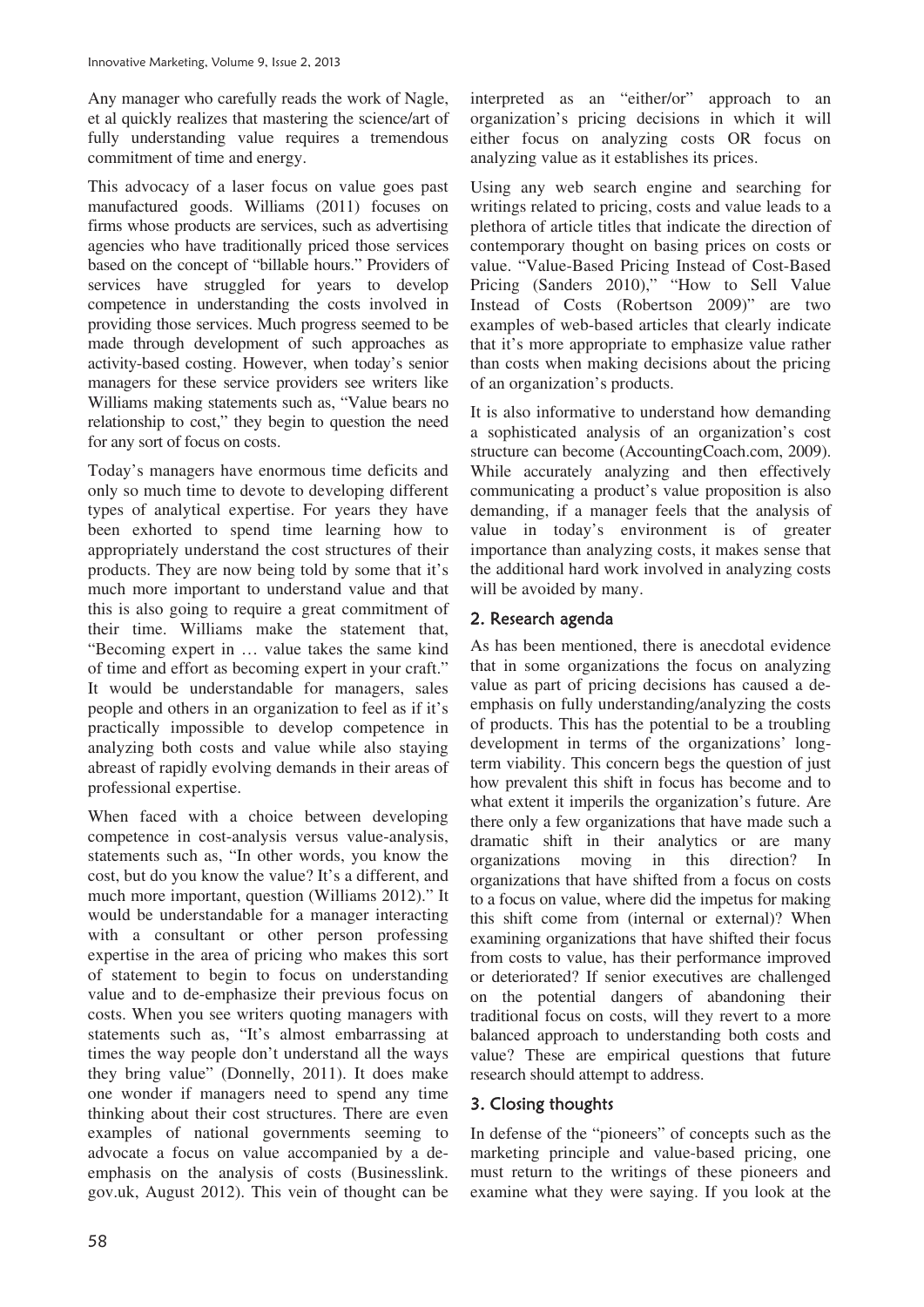Any manager who carefully reads the work of Nagle, et al quickly realizes that mastering the science/art of fully understanding value requires a tremendous commitment of time and energy.

This advocacy of a laser focus on value goes past manufactured goods. Williams (2011) focuses on firms whose products are services, such as advertising agencies who have traditionally priced those services based on the concept of "billable hours." Providers of services have struggled for years to develop competence in understanding the costs involved in providing those services. Much progress seemed to be made through development of such approaches as activity-based costing. However, when today's senior managers for these service providers see writers like Williams making statements such as, "Value bears no relationship to cost," they begin to question the need for any sort of focus on costs.

Today's managers have enormous time deficits and only so much time to devote to developing different types of analytical expertise. For years they have been exhorted to spend time learning how to appropriately understand the cost structures of their products. They are now being told by some that it's much more important to understand value and that this is also going to require a great commitment of their time. Williams make the statement that, "Becoming expert in … value takes the same kind of time and effort as becoming expert in your craft." It would be understandable for managers, sales people and others in an organization to feel as if it's practically impossible to develop competence in analyzing both costs and value while also staying abreast of rapidly evolving demands in their areas of professional expertise.

When faced with a choice between developing competence in cost-analysis versus value-analysis, statements such as, "In other words, you know the cost, but do you know the value? It's a different, and much more important, question (Williams 2012)." It would be understandable for a manager interacting with a consultant or other person professing expertise in the area of pricing who makes this sort of statement to begin to focus on understanding value and to de-emphasize their previous focus on costs. When you see writers quoting managers with statements such as, "It's almost embarrassing at times the way people don't understand all the ways they bring value" (Donnelly, 2011). It does make one wonder if managers need to spend any time thinking about their cost structures. There are even examples of national governments seeming to advocate a focus on value accompanied by a de-emphasis on the analysis of costs (Businesslink.gov.uk, August 2012). This vein of thought can be interpreted as an "either/or" approach to an organization's pricing decisions in which it will either focus on analyzing costs OR focus on analyzing value as it establishes its prices.

Using any web search engine and searching for writings related to pricing, costs and value leads to a plethora of article titles that indicate the direction of contemporary thought on basing prices on costs or value. "Value-Based Pricing Instead of Cost-Based Pricing (Sanders 2010)," "How to Sell Value Instead of Costs (Robertson 2009)" are two examples of web-based articles that clearly indicate that it's more appropriate to emphasize value rather than costs when making decisions about the pricing of an organization's products.

It is also informative to understand how demanding a sophisticated analysis of an organization's cost structure can become (AccountingCoach.com, 2009). While accurately analyzing and then effectively communicating a product's value proposition is also demanding, if a manager feels that the analysis of value in today's environment is of greater importance than analyzing costs, it makes sense that the additional hard work involved in analyzing costs will be avoided by many.

## 2. Research agenda

As has been mentioned, there is anecdotal evidence that in some organizations the focus on analyzing value as part of pricing decisions has caused a de-emphasis on fully understanding/analyzing the costs of products. This has the potential to be a troubling development in terms of the organizations' long-term viability. This concern begs the question of just how prevalent this shift in focus has become and to what extent it imperils the organization's future. Are there only a few organizations that have made such a dramatic shift in their analytics or are many organizations moving in this direction? In organizations that have shifted from a focus on costs to a focus on value, where did the impetus for making this shift come from (internal or external)? When examining organizations that have shifted their focus from costs to value, has their performance improved or deteriorated? If senior executives are challenged on the potential dangers of abandoning their traditional focus on costs, will they revert to a more balanced approach to understanding both costs and value? These are empirical questions that future research should attempt to address.

## 3. Closing thoughts

In defense of the "pioneers" of concepts such as the marketing principle and value-based pricing, one must return to the writings of these pioneers and examine what they were saying. If you look at the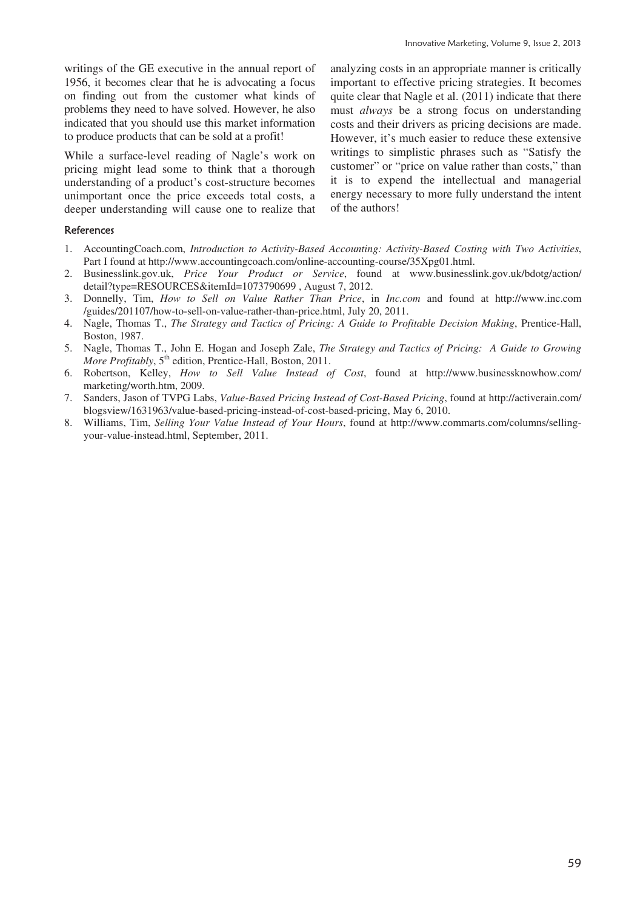writings of the GE executive in the annual report of 1956, it becomes clear that he is advocating a focus on finding out from the customer what kinds of problems they need to have solved. However, he also indicated that you should use this market information to produce products that can be sold at a profit!

While a surface-level reading of Nagle's work on pricing might lead some to think that a thorough understanding of a product's cost-structure becomes unimportant once the price exceeds total costs, a deeper understanding will cause one to realize that analyzing costs in an appropriate manner is critically important to effective pricing strategies. It becomes quite clear that Nagle et al. (2011) indicate that there must *always* be a strong focus on understanding costs and their drivers as pricing decisions are made. However, it's much easier to reduce these extensive writings to simplistic phrases such as "Satisfy the customer" or "price on value rather than costs," than it is to expend the intellectual and managerial energy necessary to more fully understand the intent of the authors!

## References

1. AccountingCoach.com, *Introduction to Activity-Based Accounting: Activity-Based Costing with Two Activities*, Part I found at http://www.accountingcoach.com/online-accounting-course/35Xpg01.html.
2. Businesslink.gov.uk, *Price Your Product or Service*, found at www.businesslink.gov.uk/bdotg/action/detail?type=RESOURCES&itemId=1073790699 , August 7, 2012.
3. Donnelly, Tim, *How to Sell on Value Rather Than Price*, in *Inc.com* and found at http://www.inc.com /guides/201107/how-to-sell-on-value-rather-than-price.html, July 20, 2011.
4. Nagle, Thomas T., *The Strategy and Tactics of Pricing: A Guide to Profitable Decision Making*, Prentice-Hall, Boston, 1987.
5. Nagle, Thomas T., John E. Hogan and Joseph Zale, *The Strategy and Tactics of Pricing: A Guide to Growing More Profitably*, 5th edition, Prentice-Hall, Boston, 2011.
6. Robertson, Kelley, *How to Sell Value Instead of Cost*, found at http://www.businessknowhow.com/marketing/worth.htm, 2009.
7. Sanders, Jason of TVPG Labs, *Value-Based Pricing Instead of Cost-Based Pricing*, found at http://activerain.com/blogsview/1631963/value-based-pricing-instead-of-cost-based-pricing, May 6, 2010.
8. Williams, Tim, *Selling Your Value Instead of Your Hours*, found at http://www.commarts.com/columns/selling-your-value-instead.html, September, 2011.